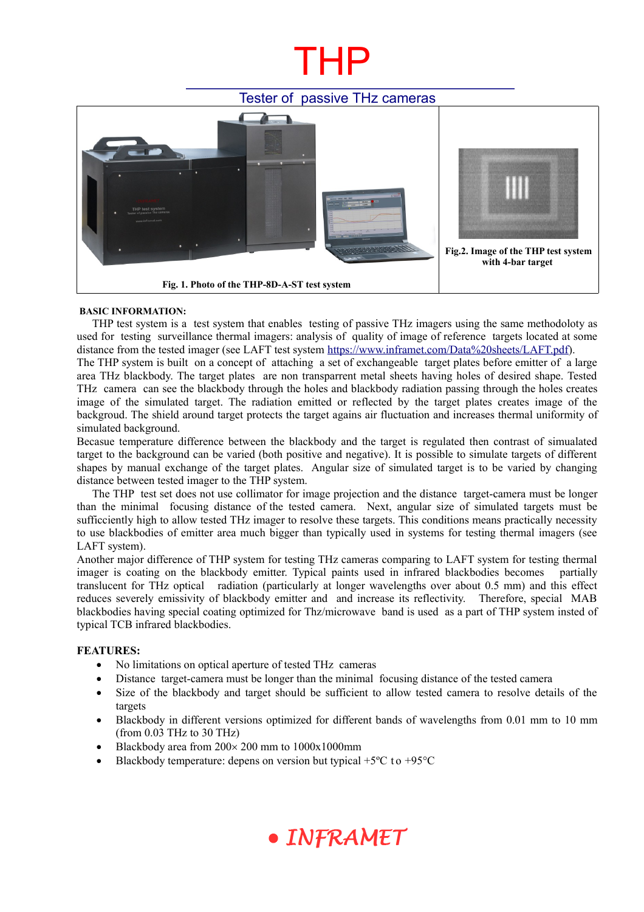# THP

## Tester of passive THz cameras

Fig. 1. Photo of the THP-8D-A-ST test system

Fig.2. Image of the THP test system with 4-bar target

**BASIC INFORMATION:**

THP test system is a test system that enables testing of passive THz imagers using the same methodoloty as used for testing surveillance thermal imagers: analysis of quality of image of reference targets located at some distance from the tested imager (see LAFT test system https://www.inframet.com/Data%20sheets/LAFT.pdf).

The THP system is built on a concept of attaching a set of exchangeable target plates before emitter of a large area THz blackbody. The target plates are non transparrent metal sheets having holes of desired shape. Tested THz camera can see the blackbody through the holes and blackbody radiation passing through the holes creates image of the simulated target. The radiation emitted or reflected by the target plates creates image of the backgroud. The shield around target protects the target agains air fluctuation and increases thermal uniformity of simulated background.

Becasue temperature difference between the blackbody and the target is regulated then contrast of simualated target to the background can be varied (both positive and negative). It is possible to simulate targets of different shapes by manual exchange of the target plates. Angular size of simulated target is to be varied by changing distance between tested imager to the THP system.

The THP test set does not use collimator for image projection and the distance target-camera must be longer than the minimal focusing distance of the tested camera. Next, angular size of simulated targets must be sufficciently high to allow tested THz imager to resolve these targets. This conditions means practically necessity to use blackbodies of emitter area much bigger than typically used in systems for testing thermal imagers (see LAFT system).

Another major difference of THP system for testing THz cameras comparing to LAFT system for testing thermal imager is coating on the blackbody emitter. Typical paints used in infrared blackbodies becomes partially translucent for THz optical radiation (particularly at longer wavelengths over about 0.5 mm) and this effect reduces severely emissivity of blackbody emitter and and increase its reflectivity. Therefore, special MAB blackbodies having special coating optimized for Thz/microwave band is used as a part of THP system insted of typical TCB infrared blackbodies.

**FEATURES:**

- No limitations on optical aperture of tested THz cameras
- Distance target-camera must be longer than the minimal focusing distance of the tested camera
- Size of the blackbody and target should be sufficient to allow tested camera to resolve details of the targets
- Blackbody in different versions optimized for different bands of wavelengths from 0.01 mm to 10 mm (from 0.03 THz to 30 THz)
- Blackbody area from 200× 200 mm to 1000x1000mm
- Blackbody temperature: depens on version but typical +5ºC to +95°C

INFRAMET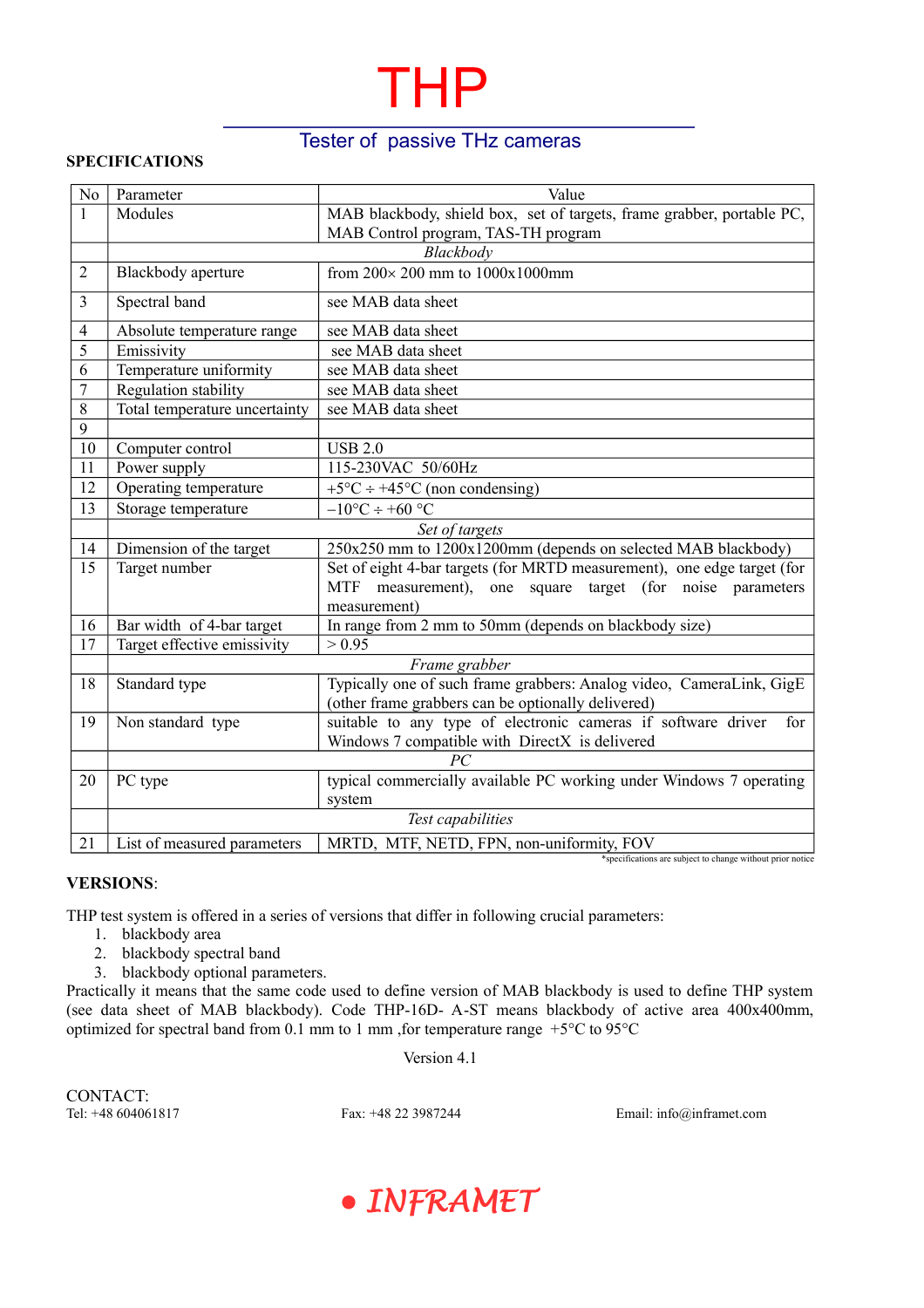# THP

## Tester of passive THz cameras

**SPECIFICATIONS**

| No | Parameter | Value |
|---|---|---|
| 1 | Modules | MAB blackbody, shield box, set of targets, frame grabber, portable PC, MAB Control program, TAS-TH program |
| | | *Blackbody* |
| 2 | Blackbody aperture | from 200× 200 mm to 1000x1000mm |
| 3 | Spectral band | see MAB data sheet |
| 4 | Absolute temperature range | see MAB data sheet |
| 5 | Emissivity | see MAB data sheet |
| 6 | Temperature uniformity | see MAB data sheet |
| 7 | Regulation stability | see MAB data sheet |
| 8 | Total temperature uncertainty | see MAB data sheet |
| 9 | | |
| 10 | Computer control | USB 2.0 |
| 11 | Power supply | 115-230VAC 50/60Hz |
| 12 | Operating temperature | +5°C ÷ +45°C (non condensing) |
| 13 | Storage temperature | −10°C ÷ +60 °C |
| | | *Set of targets* |
| 14 | Dimension of the target | 250x250 mm to 1200x1200mm (depends on selected MAB blackbody) |
| 15 | Target number | Set of eight 4-bar targets (for MRTD measurement), one edge target (for MTF measurement), one square target (for noise parameters measurement) |
| 16 | Bar width of 4-bar target | In range from 2 mm to 50mm (depends on blackbody size) |
| 17 | Target effective emissivity | > 0.95 |
| | | *Frame grabber* |
| 18 | Standard type | Typically one of such frame grabbers: Analog video, CameraLink, GigE (other frame grabbers can be optionally delivered) |
| 19 | Non standard type | suitable to any type of electronic cameras if software driver for Windows 7 compatible with DirectX is delivered |
| | | *PC* |
| 20 | PC type | typical commercially available PC working under Windows 7 operating system |
| | | *Test capabilities* |
| 21 | List of measured parameters | MRTD, MTF, NETD, FPN, non-uniformity, FOV |

*specifications are subject to change without prior notice

**VERSIONS**:

THP test system is offered in a series of versions that differ in following crucial parameters:

1. blackbody area
2. blackbody spectral band
3. blackbody optional parameters.

Practically it means that the same code used to define version of MAB blackbody is used to define THP system (see data sheet of MAB blackbody). Code THP-16D- A-ST means blackbody of active area 400x400mm, optimized for spectral band from 0.1 mm to 1 mm ,for temperature range +5°C to 95°C

Version 4.1

CONTACT:

Tel: +48 604061817    Fax: +48 22 3987244    Email: info@inframet.com

INFRAMET